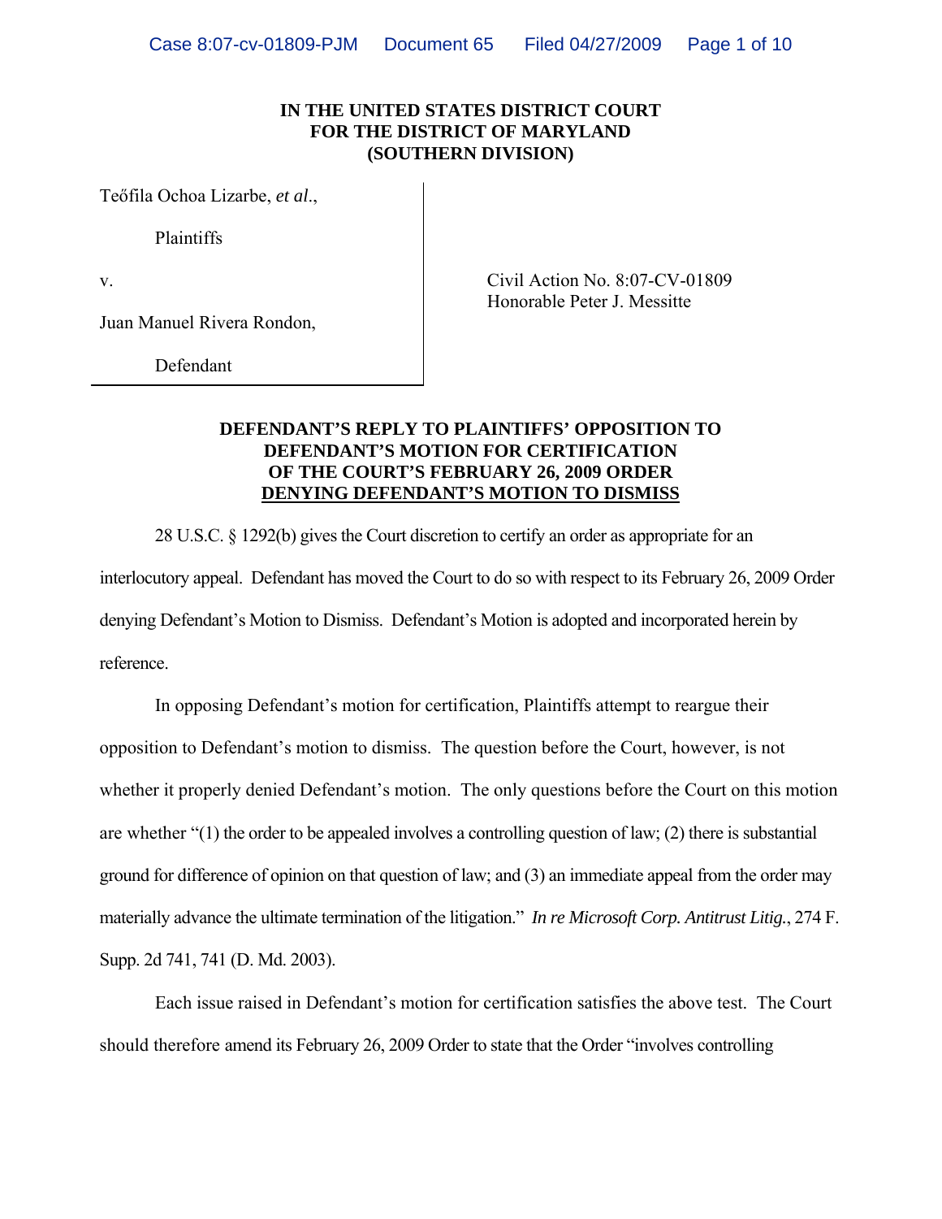**IN THE UNITED STATES DISTRICT COURT**
**FOR THE DISTRICT OF MARYLAND**
**(SOUTHERN DIVISION)**

Teőfila Ochoa Lizarbe, *et al*.,

Plaintiffs

v.

Juan Manuel Rivera Rondon,

Defendant

Civil Action No. 8:07-CV-01809
Honorable Peter J. Messitte

**DEFENDANT'S REPLY TO PLAINTIFFS' OPPOSITION TO DEFENDANT'S MOTION FOR CERTIFICATION OF THE COURT'S FEBRUARY 26, 2009 ORDER DENYING DEFENDANT'S MOTION TO DISMISS**

28 U.S.C. § 1292(b) gives the Court discretion to certify an order as appropriate for an interlocutory appeal. Defendant has moved the Court to do so with respect to its February 26, 2009 Order denying Defendant's Motion to Dismiss. Defendant's Motion is adopted and incorporated herein by reference.

In opposing Defendant's motion for certification, Plaintiffs attempt to reargue their opposition to Defendant's motion to dismiss. The question before the Court, however, is not whether it properly denied Defendant's motion. The only questions before the Court on this motion are whether "(1) the order to be appealed involves a controlling question of law; (2) there is substantial ground for difference of opinion on that question of law; and (3) an immediate appeal from the order may materially advance the ultimate termination of the litigation." *In re Microsoft Corp. Antitrust Litig.*, 274 F. Supp. 2d 741, 741 (D. Md. 2003).

Each issue raised in Defendant's motion for certification satisfies the above test. The Court should therefore amend its February 26, 2009 Order to state that the Order "involves controlling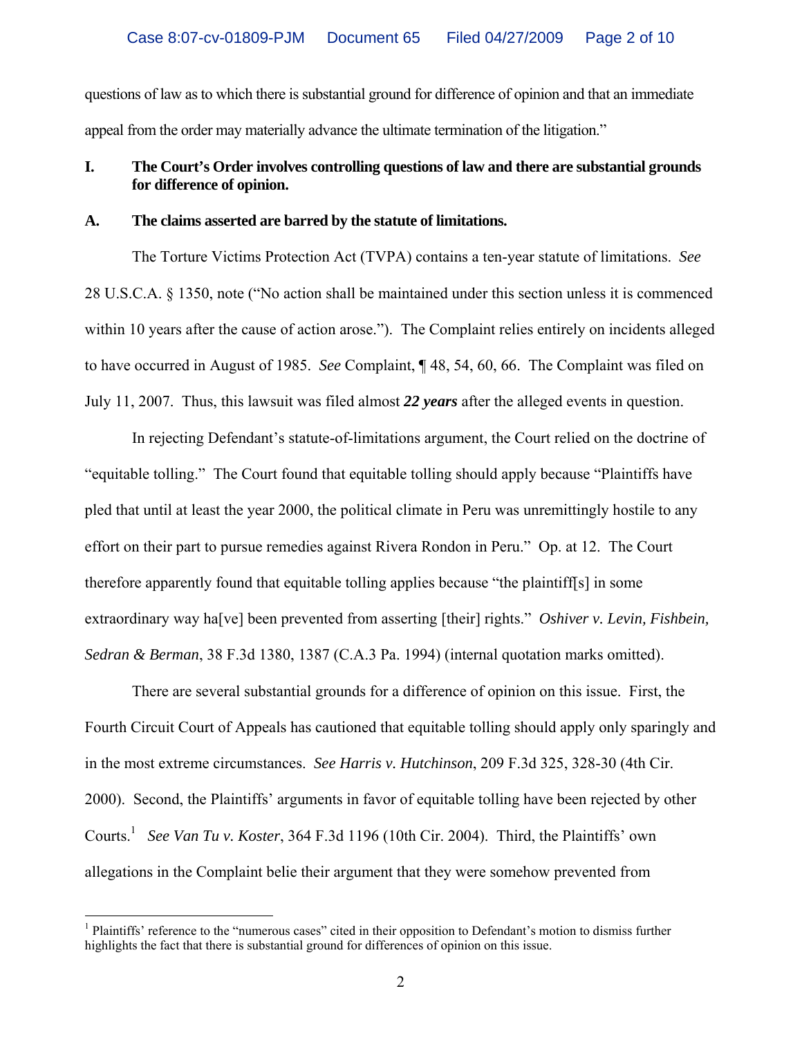questions of law as to which there is substantial ground for difference of opinion and that an immediate appeal from the order may materially advance the ultimate termination of the litigation."

## I. The Court's Order involves controlling questions of law and there are substantial grounds for difference of opinion.

### A. The claims asserted are barred by the statute of limitations.

The Torture Victims Protection Act (TVPA) contains a ten-year statute of limitations. *See* 28 U.S.C.A. § 1350, note ("No action shall be maintained under this section unless it is commenced within 10 years after the cause of action arose."). The Complaint relies entirely on incidents alleged to have occurred in August of 1985. *See* Complaint, ¶ 48, 54, 60, 66. The Complaint was filed on July 11, 2007. Thus, this lawsuit was filed almost ***22 years*** after the alleged events in question.

In rejecting Defendant's statute-of-limitations argument, the Court relied on the doctrine of "equitable tolling." The Court found that equitable tolling should apply because "Plaintiffs have pled that until at least the year 2000, the political climate in Peru was unremittingly hostile to any effort on their part to pursue remedies against Rivera Rondon in Peru." Op. at 12. The Court therefore apparently found that equitable tolling applies because "the plaintiff[s] in some extraordinary way ha[ve] been prevented from asserting [their] rights." *Oshiver v. Levin, Fishbein, Sedran & Berman*, 38 F.3d 1380, 1387 (C.A.3 Pa. 1994) (internal quotation marks omitted).

There are several substantial grounds for a difference of opinion on this issue. First, the Fourth Circuit Court of Appeals has cautioned that equitable tolling should apply only sparingly and in the most extreme circumstances. *See Harris v. Hutchinson*, 209 F.3d 325, 328-30 (4th Cir. 2000). Second, the Plaintiffs' arguments in favor of equitable tolling have been rejected by other Courts.[1] *See Van Tu v. Koster*, 364 F.3d 1196 (10th Cir. 2004). Third, the Plaintiffs' own allegations in the Complaint belie their argument that they were somehow prevented from

---

[1] Plaintiffs' reference to the "numerous cases" cited in their opposition to Defendant's motion to dismiss further highlights the fact that there is substantial ground for differences of opinion on this issue.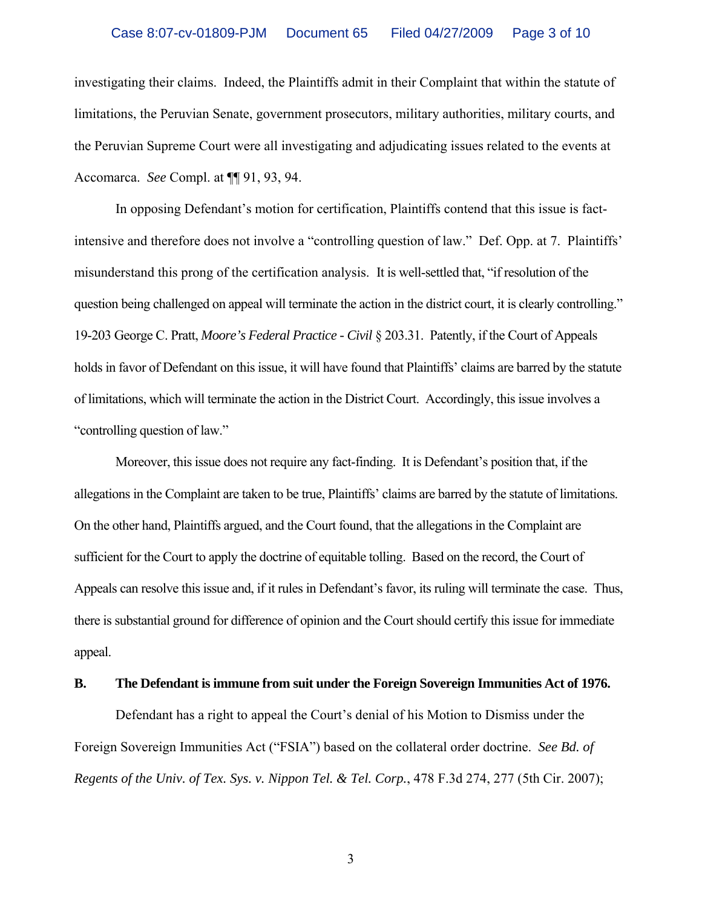investigating their claims. Indeed, the Plaintiffs admit in their Complaint that within the statute of limitations, the Peruvian Senate, government prosecutors, military authorities, military courts, and the Peruvian Supreme Court were all investigating and adjudicating issues related to the events at Accomarca. *See* Compl. at ¶¶ 91, 93, 94.

In opposing Defendant's motion for certification, Plaintiffs contend that this issue is fact-intensive and therefore does not involve a "controlling question of law." Def. Opp. at 7. Plaintiffs' misunderstand this prong of the certification analysis. It is well-settled that, "if resolution of the question being challenged on appeal will terminate the action in the district court, it is clearly controlling." 19-203 George C. Pratt, *Moore's Federal Practice - Civil* § 203.31. Patently, if the Court of Appeals holds in favor of Defendant on this issue, it will have found that Plaintiffs' claims are barred by the statute of limitations, which will terminate the action in the District Court. Accordingly, this issue involves a "controlling question of law."

Moreover, this issue does not require any fact-finding. It is Defendant's position that, if the allegations in the Complaint are taken to be true, Plaintiffs' claims are barred by the statute of limitations. On the other hand, Plaintiffs argued, and the Court found, that the allegations in the Complaint are sufficient for the Court to apply the doctrine of equitable tolling. Based on the record, the Court of Appeals can resolve this issue and, if it rules in Defendant's favor, its ruling will terminate the case. Thus, there is substantial ground for difference of opinion and the Court should certify this issue for immediate appeal.

**B. The Defendant is immune from suit under the Foreign Sovereign Immunities Act of 1976.**

Defendant has a right to appeal the Court's denial of his Motion to Dismiss under the Foreign Sovereign Immunities Act ("FSIA") based on the collateral order doctrine. *See Bd. of Regents of the Univ. of Tex. Sys. v. Nippon Tel. & Tel. Corp.*, 478 F.3d 274, 277 (5th Cir. 2007);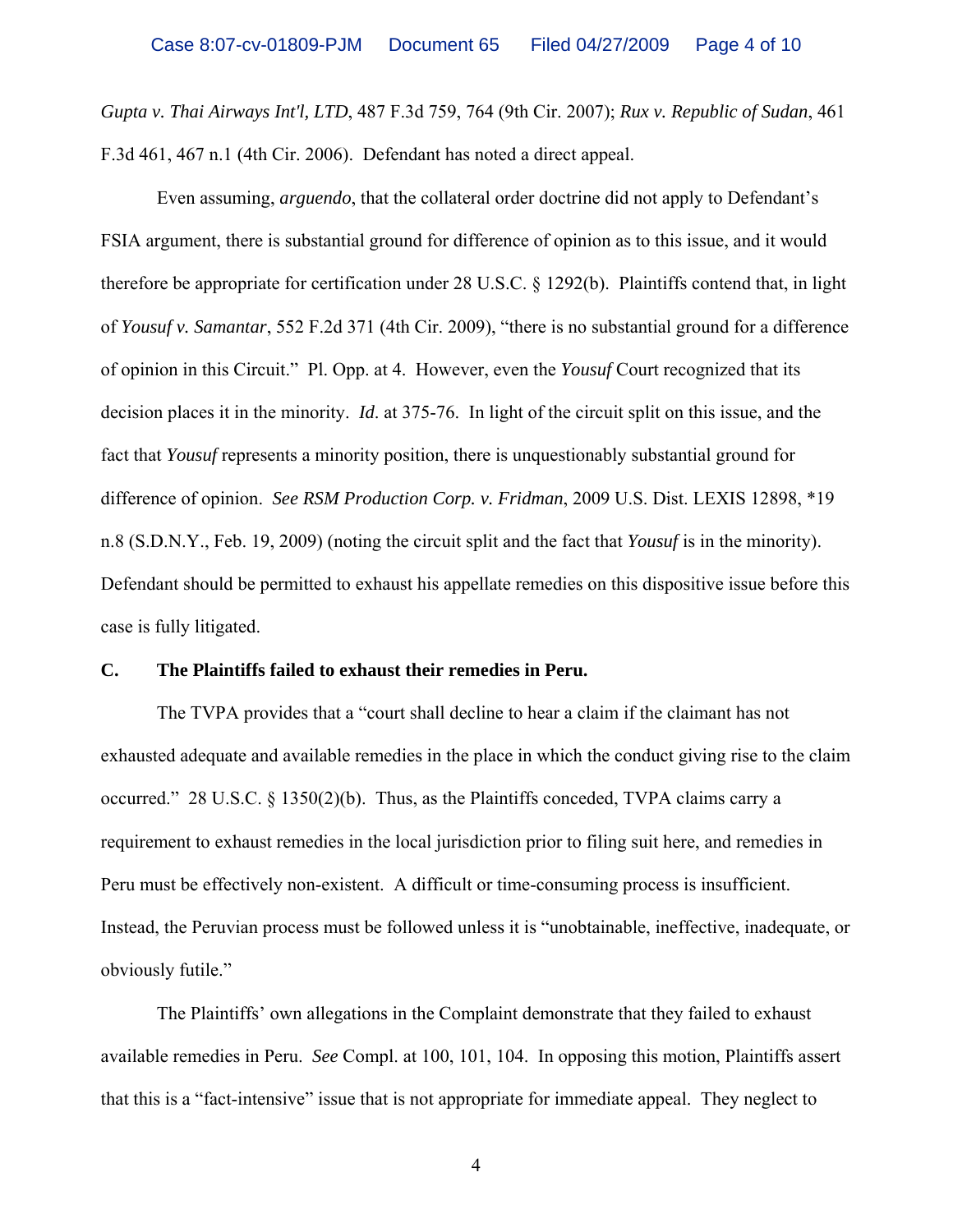*Gupta v. Thai Airways Int'l, LTD*, 487 F.3d 759, 764 (9th Cir. 2007); *Rux v. Republic of Sudan*, 461 F.3d 461, 467 n.1 (4th Cir. 2006). Defendant has noted a direct appeal.

Even assuming, *arguendo*, that the collateral order doctrine did not apply to Defendant's FSIA argument, there is substantial ground for difference of opinion as to this issue, and it would therefore be appropriate for certification under 28 U.S.C. § 1292(b). Plaintiffs contend that, in light of *Yousuf v. Samantar*, 552 F.2d 371 (4th Cir. 2009), "there is no substantial ground for a difference of opinion in this Circuit." Pl. Opp. at 4. However, even the *Yousuf* Court recognized that its decision places it in the minority. *Id*. at 375-76. In light of the circuit split on this issue, and the fact that *Yousuf* represents a minority position, there is unquestionably substantial ground for difference of opinion. *See RSM Production Corp. v. Fridman*, 2009 U.S. Dist. LEXIS 12898, *19 n.8 (S.D.N.Y., Feb. 19, 2009) (noting the circuit split and the fact that *Yousuf* is in the minority). Defendant should be permitted to exhaust his appellate remedies on this dispositive issue before this case is fully litigated.

### C. The Plaintiffs failed to exhaust their remedies in Peru.

The TVPA provides that a "court shall decline to hear a claim if the claimant has not exhausted adequate and available remedies in the place in which the conduct giving rise to the claim occurred." 28 U.S.C. § 1350(2)(b). Thus, as the Plaintiffs conceded, TVPA claims carry a requirement to exhaust remedies in the local jurisdiction prior to filing suit here, and remedies in Peru must be effectively non-existent. A difficult or time-consuming process is insufficient. Instead, the Peruvian process must be followed unless it is "unobtainable, ineffective, inadequate, or obviously futile."

The Plaintiffs' own allegations in the Complaint demonstrate that they failed to exhaust available remedies in Peru. *See* Compl. at 100, 101, 104. In opposing this motion, Plaintiffs assert that this is a "fact-intensive" issue that is not appropriate for immediate appeal. They neglect to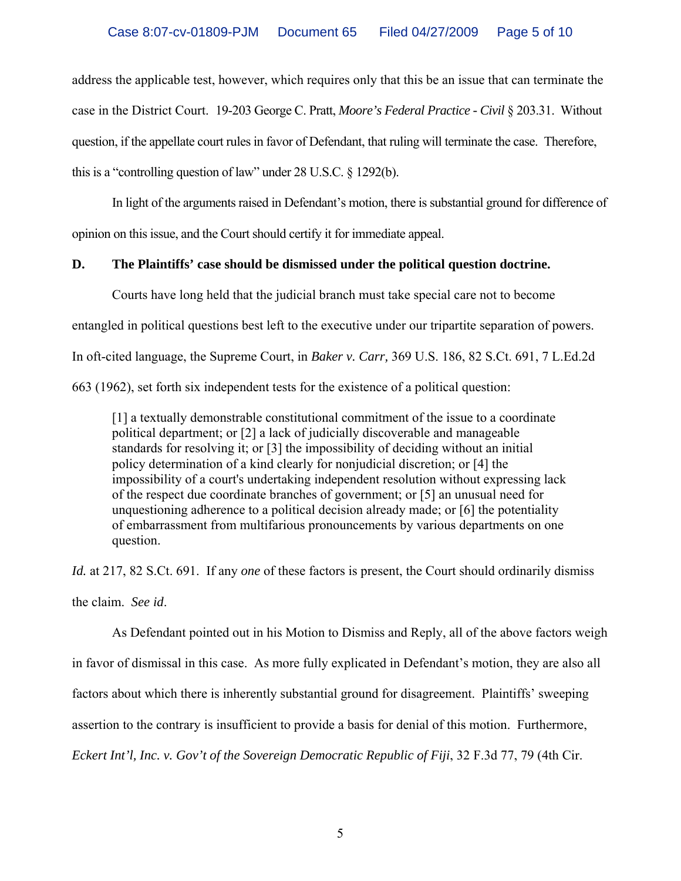address the applicable test, however, which requires only that this be an issue that can terminate the case in the District Court. 19-203 George C. Pratt, *Moore's Federal Practice - Civil* § 203.31. Without question, if the appellate court rules in favor of Defendant, that ruling will terminate the case. Therefore, this is a "controlling question of law" under 28 U.S.C. § 1292(b).

In light of the arguments raised in Defendant's motion, there is substantial ground for difference of opinion on this issue, and the Court should certify it for immediate appeal.

**D. The Plaintiffs' case should be dismissed under the political question doctrine.**

Courts have long held that the judicial branch must take special care not to become entangled in political questions best left to the executive under our tripartite separation of powers. In oft-cited language, the Supreme Court, in *Baker v. Carr,* 369 U.S. 186, 82 S.Ct. 691, 7 L.Ed.2d 663 (1962), set forth six independent tests for the existence of a political question:

> [1] a textually demonstrable constitutional commitment of the issue to a coordinate political department; or [2] a lack of judicially discoverable and manageable standards for resolving it; or [3] the impossibility of deciding without an initial policy determination of a kind clearly for nonjudicial discretion; or [4] the impossibility of a court's undertaking independent resolution without expressing lack of the respect due coordinate branches of government; or [5] an unusual need for unquestioning adherence to a political decision already made; or [6] the potentiality of embarrassment from multifarious pronouncements by various departments on one question.

*Id.* at 217, 82 S.Ct. 691. If any *one* of these factors is present, the Court should ordinarily dismiss the claim. *See id*.

As Defendant pointed out in his Motion to Dismiss and Reply, all of the above factors weigh in favor of dismissal in this case. As more fully explicated in Defendant's motion, they are also all factors about which there is inherently substantial ground for disagreement. Plaintiffs' sweeping assertion to the contrary is insufficient to provide a basis for denial of this motion. Furthermore, *Eckert Int'l, Inc. v. Gov't of the Sovereign Democratic Republic of Fiji*, 32 F.3d 77, 79 (4th Cir.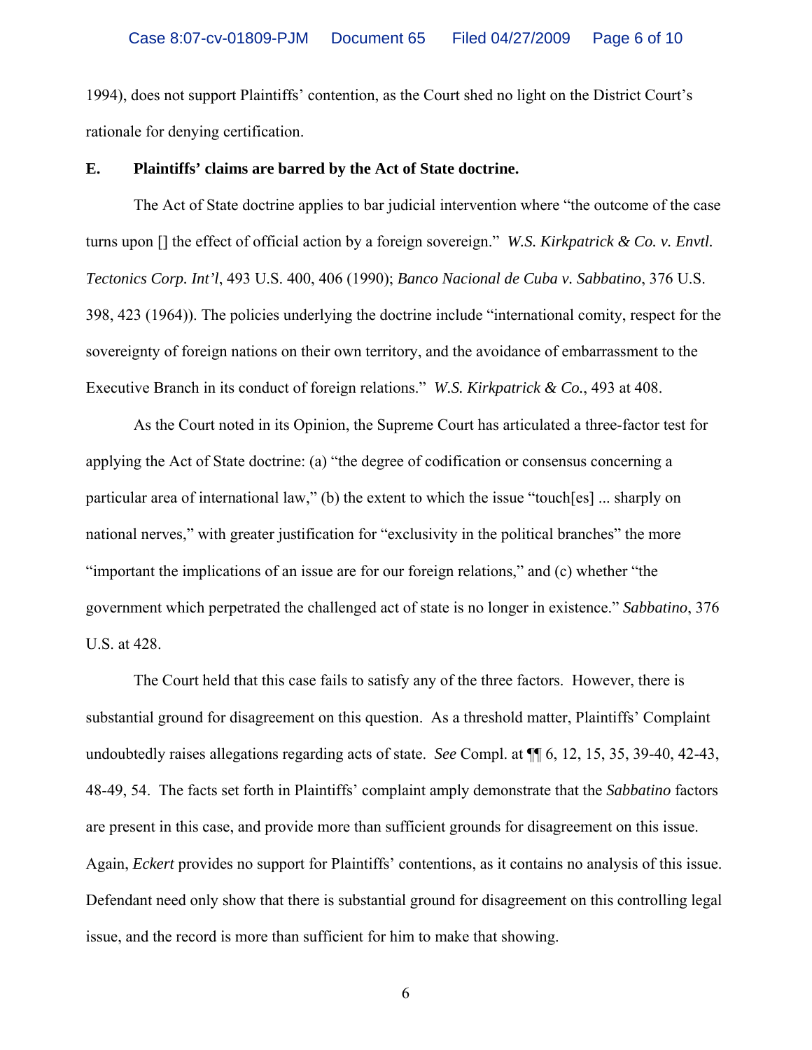1994), does not support Plaintiffs' contention, as the Court shed no light on the District Court's rationale for denying certification.

**E. Plaintiffs' claims are barred by the Act of State doctrine.**

The Act of State doctrine applies to bar judicial intervention where "the outcome of the case turns upon [] the effect of official action by a foreign sovereign." *W.S. Kirkpatrick & Co. v. Envtl. Tectonics Corp. Int'l*, 493 U.S. 400, 406 (1990); *Banco Nacional de Cuba v. Sabbatino*, 376 U.S. 398, 423 (1964)). The policies underlying the doctrine include "international comity, respect for the sovereignty of foreign nations on their own territory, and the avoidance of embarrassment to the Executive Branch in its conduct of foreign relations." *W.S. Kirkpatrick & Co.*, 493 at 408.

As the Court noted in its Opinion, the Supreme Court has articulated a three-factor test for applying the Act of State doctrine: (a) "the degree of codification or consensus concerning a particular area of international law," (b) the extent to which the issue "touch[es] ... sharply on national nerves," with greater justification for "exclusivity in the political branches" the more "important the implications of an issue are for our foreign relations," and (c) whether "the government which perpetrated the challenged act of state is no longer in existence." *Sabbatino*, 376 U.S. at 428.

The Court held that this case fails to satisfy any of the three factors. However, there is substantial ground for disagreement on this question. As a threshold matter, Plaintiffs' Complaint undoubtedly raises allegations regarding acts of state. *See* Compl. at ¶¶ 6, 12, 15, 35, 39-40, 42-43, 48-49, 54. The facts set forth in Plaintiffs' complaint amply demonstrate that the *Sabbatino* factors are present in this case, and provide more than sufficient grounds for disagreement on this issue. Again, *Eckert* provides no support for Plaintiffs' contentions, as it contains no analysis of this issue. Defendant need only show that there is substantial ground for disagreement on this controlling legal issue, and the record is more than sufficient for him to make that showing.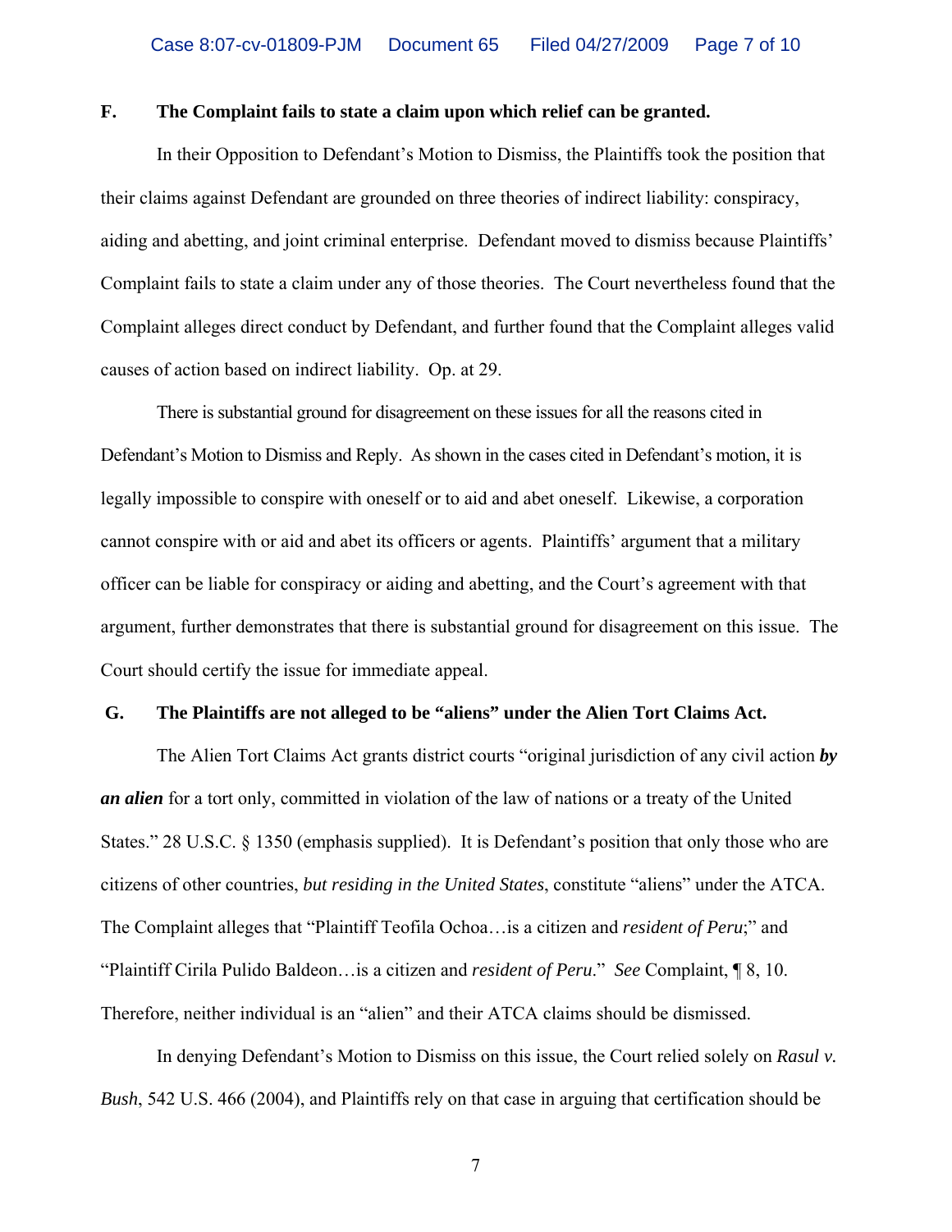### F. The Complaint fails to state a claim upon which relief can be granted.

In their Opposition to Defendant's Motion to Dismiss, the Plaintiffs took the position that their claims against Defendant are grounded on three theories of indirect liability: conspiracy, aiding and abetting, and joint criminal enterprise. Defendant moved to dismiss because Plaintiffs' Complaint fails to state a claim under any of those theories. The Court nevertheless found that the Complaint alleges direct conduct by Defendant, and further found that the Complaint alleges valid causes of action based on indirect liability. Op. at 29.

There is substantial ground for disagreement on these issues for all the reasons cited in Defendant's Motion to Dismiss and Reply. As shown in the cases cited in Defendant's motion, it is legally impossible to conspire with oneself or to aid and abet oneself. Likewise, a corporation cannot conspire with or aid and abet its officers or agents. Plaintiffs' argument that a military officer can be liable for conspiracy or aiding and abetting, and the Court's agreement with that argument, further demonstrates that there is substantial ground for disagreement on this issue. The Court should certify the issue for immediate appeal.

### G. The Plaintiffs are not alleged to be "aliens" under the Alien Tort Claims Act.

The Alien Tort Claims Act grants district courts "original jurisdiction of any civil action ***by an alien*** for a tort only, committed in violation of the law of nations or a treaty of the United States." 28 U.S.C. § 1350 (emphasis supplied). It is Defendant's position that only those who are citizens of other countries, *but residing in the United States*, constitute "aliens" under the ATCA. The Complaint alleges that "Plaintiff Teofila Ochoa…is a citizen and *resident of Peru*;" and "Plaintiff Cirila Pulido Baldeon…is a citizen and *resident of Peru*." *See* Complaint, ¶ 8, 10. Therefore, neither individual is an "alien" and their ATCA claims should be dismissed.

In denying Defendant's Motion to Dismiss on this issue, the Court relied solely on *Rasul v. Bush*, 542 U.S. 466 (2004), and Plaintiffs rely on that case in arguing that certification should be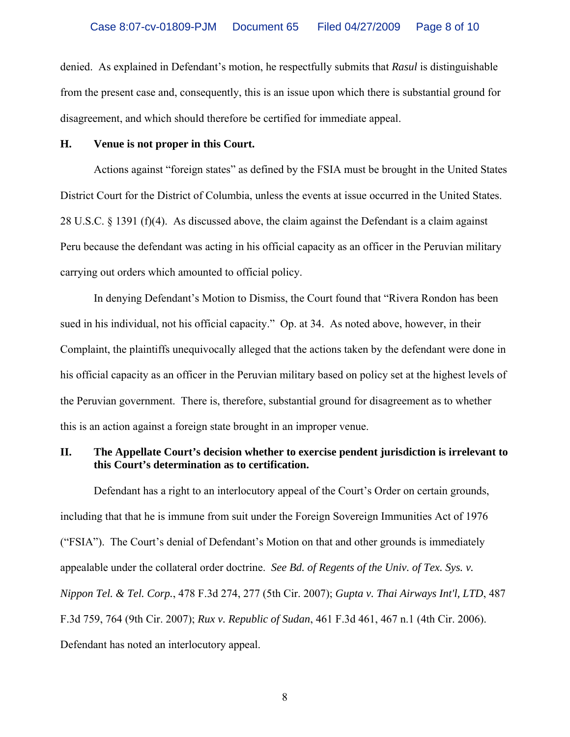denied. As explained in Defendant's motion, he respectfully submits that *Rasul* is distinguishable from the present case and, consequently, this is an issue upon which there is substantial ground for disagreement, and which should therefore be certified for immediate appeal.

### H. Venue is not proper in this Court.

Actions against "foreign states" as defined by the FSIA must be brought in the United States District Court for the District of Columbia, unless the events at issue occurred in the United States. 28 U.S.C. § 1391 (f)(4). As discussed above, the claim against the Defendant is a claim against Peru because the defendant was acting in his official capacity as an officer in the Peruvian military carrying out orders which amounted to official policy.

In denying Defendant's Motion to Dismiss, the Court found that "Rivera Rondon has been sued in his individual, not his official capacity." Op. at 34. As noted above, however, in their Complaint, the plaintiffs unequivocally alleged that the actions taken by the defendant were done in his official capacity as an officer in the Peruvian military based on policy set at the highest levels of the Peruvian government. There is, therefore, substantial ground for disagreement as to whether this is an action against a foreign state brought in an improper venue.

## II. The Appellate Court's decision whether to exercise pendent jurisdiction is irrelevant to this Court's determination as to certification.

Defendant has a right to an interlocutory appeal of the Court's Order on certain grounds, including that that he is immune from suit under the Foreign Sovereign Immunities Act of 1976 ("FSIA"). The Court's denial of Defendant's Motion on that and other grounds is immediately appealable under the collateral order doctrine. *See Bd. of Regents of the Univ. of Tex. Sys. v. Nippon Tel. & Tel. Corp.*, 478 F.3d 274, 277 (5th Cir. 2007); *Gupta v. Thai Airways Int'l, LTD*, 487 F.3d 759, 764 (9th Cir. 2007); *Rux v. Republic of Sudan*, 461 F.3d 461, 467 n.1 (4th Cir. 2006). Defendant has noted an interlocutory appeal.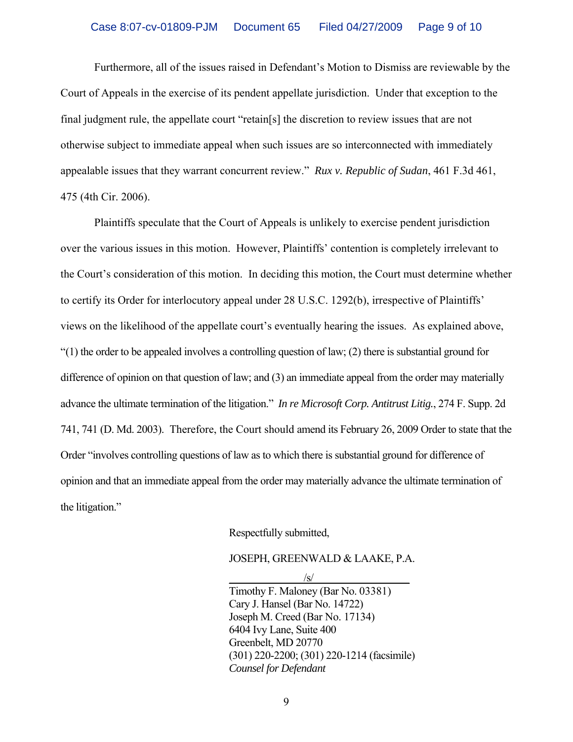Furthermore, all of the issues raised in Defendant's Motion to Dismiss are reviewable by the Court of Appeals in the exercise of its pendent appellate jurisdiction. Under that exception to the final judgment rule, the appellate court "retain[s] the discretion to review issues that are not otherwise subject to immediate appeal when such issues are so interconnected with immediately appealable issues that they warrant concurrent review." *Rux v. Republic of Sudan*, 461 F.3d 461, 475 (4th Cir. 2006).

Plaintiffs speculate that the Court of Appeals is unlikely to exercise pendent jurisdiction over the various issues in this motion. However, Plaintiffs' contention is completely irrelevant to the Court's consideration of this motion. In deciding this motion, the Court must determine whether to certify its Order for interlocutory appeal under 28 U.S.C. 1292(b), irrespective of Plaintiffs' views on the likelihood of the appellate court's eventually hearing the issues. As explained above, "(1) the order to be appealed involves a controlling question of law; (2) there is substantial ground for difference of opinion on that question of law; and (3) an immediate appeal from the order may materially advance the ultimate termination of the litigation." *In re Microsoft Corp. Antitrust Litig.*, 274 F. Supp. 2d 741, 741 (D. Md. 2003). Therefore, the Court should amend its February 26, 2009 Order to state that the Order "involves controlling questions of law as to which there is substantial ground for difference of opinion and that an immediate appeal from the order may materially advance the ultimate termination of the litigation."

Respectfully submitted,

JOSEPH, GREENWALD & LAAKE, P.A.

/s/

Timothy F. Maloney (Bar No. 03381)
Cary J. Hansel (Bar No. 14722)
Joseph M. Creed (Bar No. 17134)
6404 Ivy Lane, Suite 400
Greenbelt, MD 20770
(301) 220-2200; (301) 220-1214 (facsimile)
*Counsel for Defendant*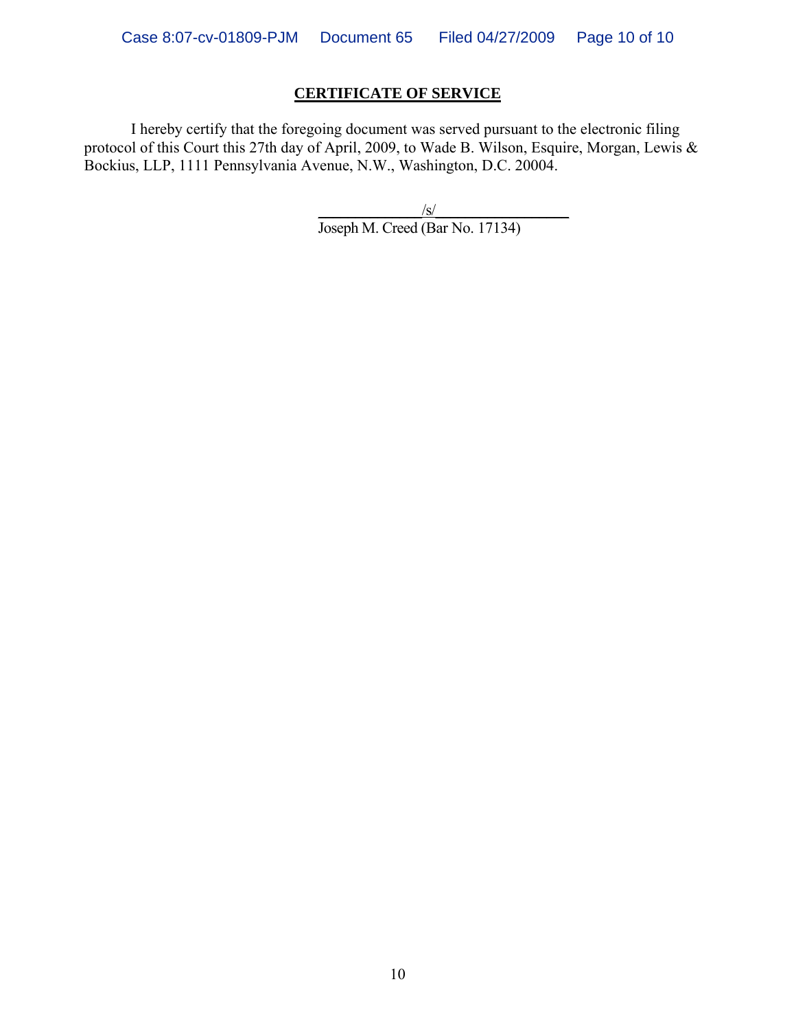## CERTIFICATE OF SERVICE

I hereby certify that the foregoing document was served pursuant to the electronic filing protocol of this Court this 27th day of April, 2009, to Wade B. Wilson, Esquire, Morgan, Lewis & Bockius, LLP, 1111 Pennsylvania Avenue, N.W., Washington, D.C. 20004.

/s/
Joseph M. Creed (Bar No. 17134)